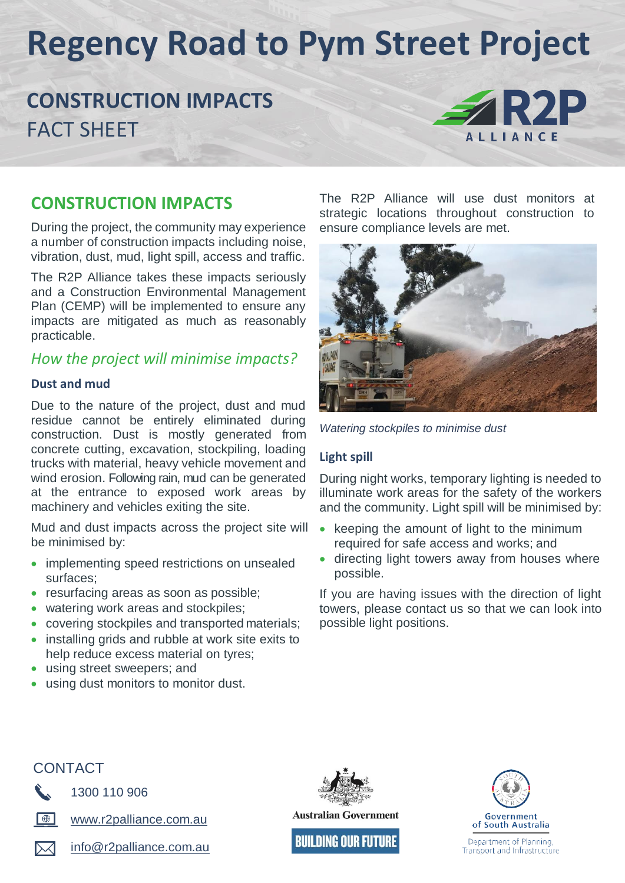# Regency Road to Pym Street Project

## CONSTRUCTION IMPACTS
FACT SHEET

## CONSTRUCTION IMPACTS

During the project, the community may experience a number of construction impacts including noise, vibration, dust, mud, light spill, access and traffic.

The R2P Alliance takes these impacts seriously and a Construction Environmental Management Plan (CEMP) will be implemented to ensure any impacts are mitigated as much as reasonably practicable.

### *How the project will minimise impacts?*

**Dust and mud**

Due to the nature of the project, dust and mud residue cannot be entirely eliminated during construction. Dust is mostly generated from concrete cutting, excavation, stockpiling, loading trucks with material, heavy vehicle movement and wind erosion. Following rain, mud can be generated at the entrance to exposed work areas by machinery and vehicles exiting the site.

Mud and dust impacts across the project site will be minimised by:

- implementing speed restrictions on unsealed surfaces;
- resurfacing areas as soon as possible;
- watering work areas and stockpiles;
- covering stockpiles and transported materials;
- installing grids and rubble at work site exits to help reduce excess material on tyres;
- using street sweepers; and
- using dust monitors to monitor dust.

The R2P Alliance will use dust monitors at strategic locations throughout construction to ensure compliance levels are met.

*Watering stockpiles to minimise dust*

**Light spill**

During night works, temporary lighting is needed to illuminate work areas for the safety of the workers and the community. Light spill will be minimised by:

- keeping the amount of light to the minimum required for safe access and works; and
- directing light towers away from houses where possible.

If you are having issues with the direction of light towers, please contact us so that we can look into possible light positions.

CONTACT

1300 110 906

www.r2palliance.com.au

info@r2palliance.com.au

Australian Government

BUILDING OUR FUTURE

Government of South Australia

Department of Planning, Transport and Infrastructure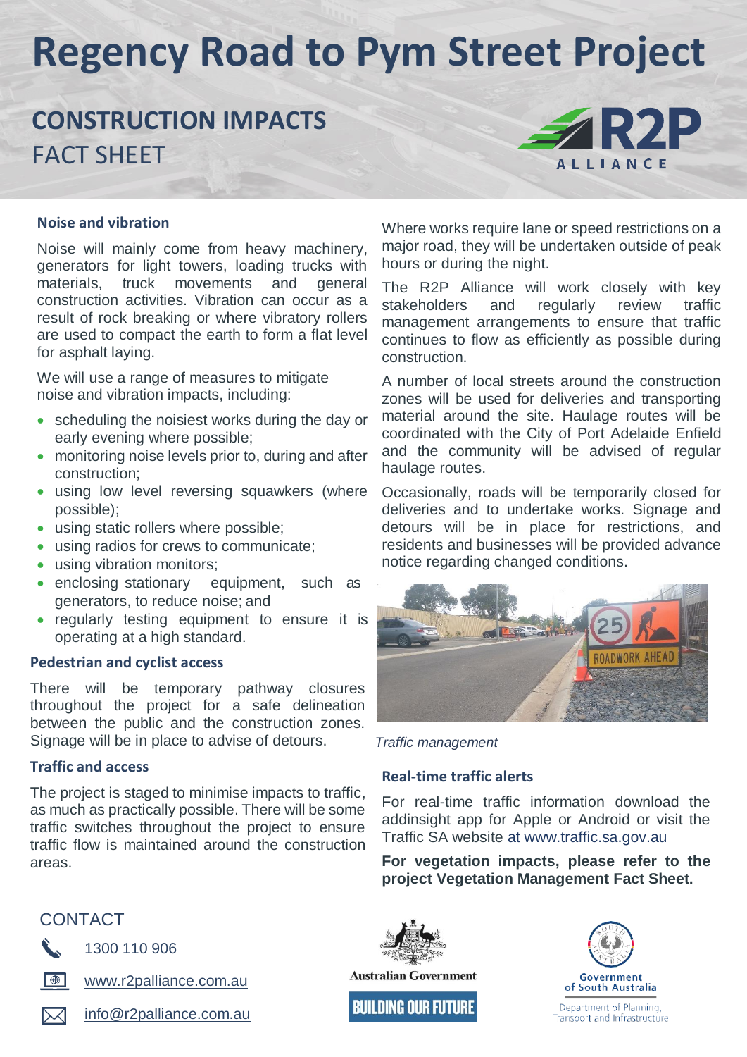# Regency Road to Pym Street Project

## CONSTRUCTION IMPACTS
FACT SHEET

R2P ALLIANCE

### Noise and vibration

Noise will mainly come from heavy machinery, generators for light towers, loading trucks with materials, truck movements and general construction activities. Vibration can occur as a result of rock breaking or where vibratory rollers are used to compact the earth to form a flat level for asphalt laying.

We will use a range of measures to mitigate noise and vibration impacts, including:

- scheduling the noisiest works during the day or early evening where possible;
- monitoring noise levels prior to, during and after construction;
- using low level reversing squawkers (where possible);
- using static rollers where possible;
- using radios for crews to communicate;
- using vibration monitors;
- enclosing stationary equipment, such as generators, to reduce noise; and
- regularly testing equipment to ensure it is operating at a high standard.

### Pedestrian and cyclist access

There will be temporary pathway closures throughout the project for a safe delineation between the public and the construction zones. Signage will be in place to advise of detours.

### Traffic and access

The project is staged to minimise impacts to traffic, as much as practically possible. There will be some traffic switches throughout the project to ensure traffic flow is maintained around the construction areas.

Where works require lane or speed restrictions on a major road, they will be undertaken outside of peak hours or during the night.

The R2P Alliance will work closely with key stakeholders and regularly review traffic management arrangements to ensure that traffic continues to flow as efficiently as possible during construction.

A number of local streets around the construction zones will be used for deliveries and transporting material around the site. Haulage routes will be coordinated with the City of Port Adelaide Enfield and the community will be advised of regular haulage routes.

Occasionally, roads will be temporarily closed for deliveries and to undertake works. Signage and detours will be in place for restrictions, and residents and businesses will be provided advance notice regarding changed conditions.

*Traffic management*

### Real-time traffic alerts

For real-time traffic information download the addinsight app for Apple or Android or visit the Traffic SA website at www.traffic.sa.gov.au

**For vegetation impacts, please refer to the project Vegetation Management Fact Sheet.**

## CONTACT

1300 110 906

www.r2palliance.com.au

info@r2palliance.com.au

Australian Government

BUILDING OUR FUTURE

Government of South Australia

Department of Planning, Transport and Infrastructure